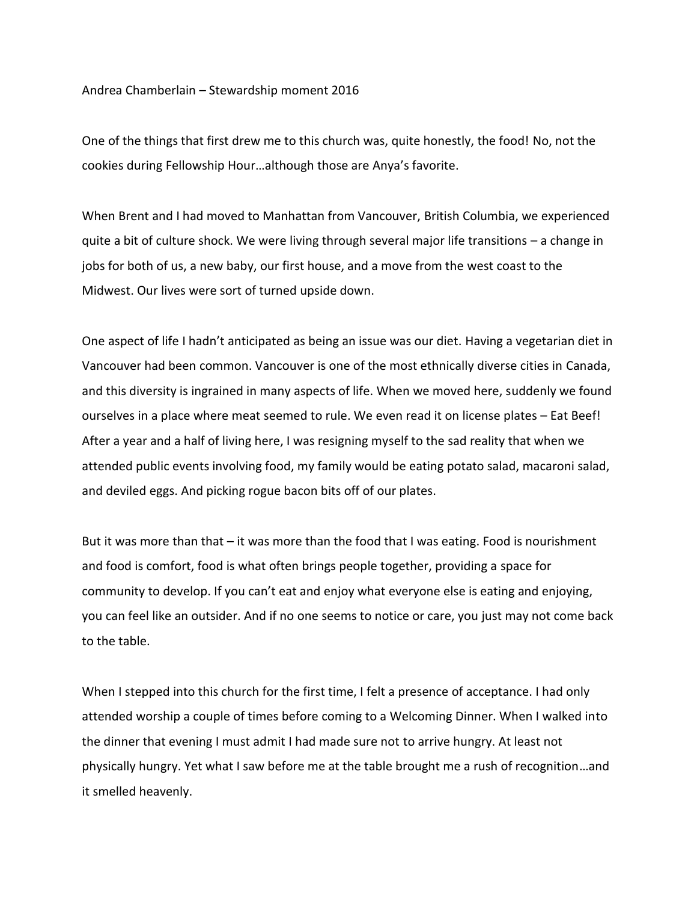Andrea Chamberlain – Stewardship moment 2016

One of the things that first drew me to this church was, quite honestly, the food! No, not the cookies during Fellowship Hour…although those are Anya's favorite.

When Brent and I had moved to Manhattan from Vancouver, British Columbia, we experienced quite a bit of culture shock. We were living through several major life transitions – a change in jobs for both of us, a new baby, our first house, and a move from the west coast to the Midwest. Our lives were sort of turned upside down.

One aspect of life I hadn't anticipated as being an issue was our diet. Having a vegetarian diet in Vancouver had been common. Vancouver is one of the most ethnically diverse cities in Canada, and this diversity is ingrained in many aspects of life. When we moved here, suddenly we found ourselves in a place where meat seemed to rule. We even read it on license plates – Eat Beef! After a year and a half of living here, I was resigning myself to the sad reality that when we attended public events involving food, my family would be eating potato salad, macaroni salad, and deviled eggs. And picking rogue bacon bits off of our plates.

But it was more than that – it was more than the food that I was eating. Food is nourishment and food is comfort, food is what often brings people together, providing a space for community to develop. If you can't eat and enjoy what everyone else is eating and enjoying, you can feel like an outsider. And if no one seems to notice or care, you just may not come back to the table.

When I stepped into this church for the first time, I felt a presence of acceptance. I had only attended worship a couple of times before coming to a Welcoming Dinner. When I walked into the dinner that evening I must admit I had made sure not to arrive hungry. At least not physically hungry. Yet what I saw before me at the table brought me a rush of recognition…and it smelled heavenly.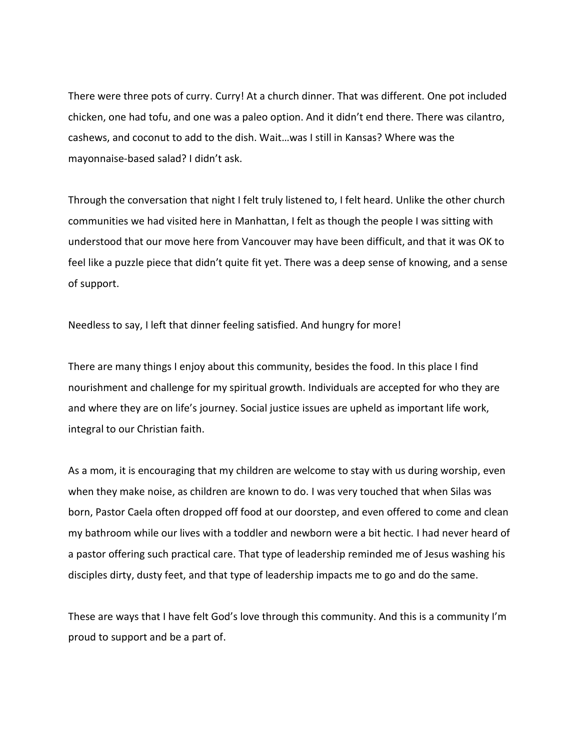There were three pots of curry. Curry! At a church dinner. That was different. One pot included chicken, one had tofu, and one was a paleo option. And it didn't end there. There was cilantro, cashews, and coconut to add to the dish. Wait…was I still in Kansas? Where was the mayonnaise-based salad? I didn't ask.

Through the conversation that night I felt truly listened to, I felt heard. Unlike the other church communities we had visited here in Manhattan, I felt as though the people I was sitting with understood that our move here from Vancouver may have been difficult, and that it was OK to feel like a puzzle piece that didn't quite fit yet. There was a deep sense of knowing, and a sense of support.

Needless to say, I left that dinner feeling satisfied. And hungry for more!

There are many things I enjoy about this community, besides the food. In this place I find nourishment and challenge for my spiritual growth. Individuals are accepted for who they are and where they are on life's journey. Social justice issues are upheld as important life work, integral to our Christian faith.

As a mom, it is encouraging that my children are welcome to stay with us during worship, even when they make noise, as children are known to do. I was very touched that when Silas was born, Pastor Caela often dropped off food at our doorstep, and even offered to come and clean my bathroom while our lives with a toddler and newborn were a bit hectic. I had never heard of a pastor offering such practical care. That type of leadership reminded me of Jesus washing his disciples dirty, dusty feet, and that type of leadership impacts me to go and do the same.

These are ways that I have felt God's love through this community. And this is a community I'm proud to support and be a part of.